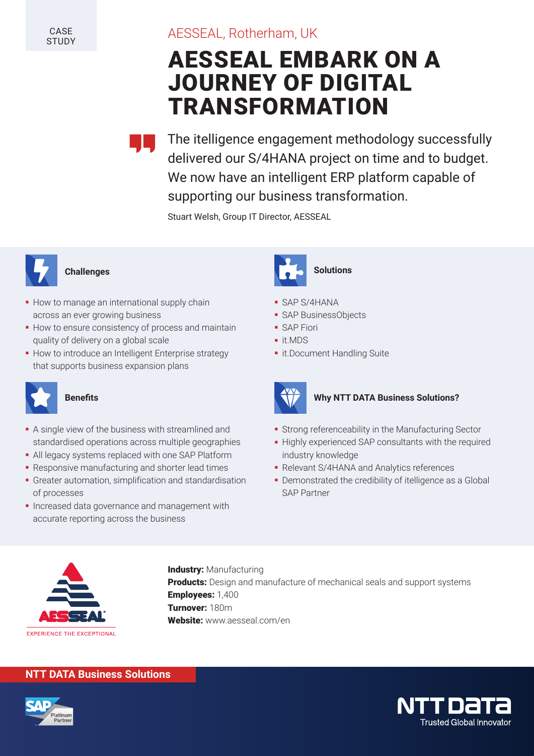CASE STUDY

AESSEAL, Rotherham, UK

# AESSEAL EMBARK ON A JOURNEY OF DIGITAL TRANSFORMATION

> The itelligence engagement methodology successfully delivered our S/4HANA project on time and to budget. We now have an intelligent ERP platform capable of supporting our business transformation.
>
> Stuart Welsh, Group IT Director, AESSEAL

### Challenges

- How to manage an international supply chain across an ever growing business
- How to ensure consistency of process and maintain quality of delivery on a global scale
- How to introduce an Intelligent Enterprise strategy that supports business expansion plans

### Benefits

- A single view of the business with streamlined and standardised operations across multiple geographies
- All legacy systems replaced with one SAP Platform
- Responsive manufacturing and shorter lead times
- Greater automation, simplification and standardisation of processes
- Increased data governance and management with accurate reporting across the business

### Solutions

- SAP S/4HANA
- SAP BusinessObjects
- SAP Fiori
- it.MDS
- it.Document Handling Suite

### Why NTT DATA Business Solutions?

- Strong referenceability in the Manufacturing Sector
- Highly experienced SAP consultants with the required industry knowledge
- Relevant S/4HANA and Analytics references
- Demonstrated the credibility of itelligence as a Global SAP Partner

AESSEAL – EXPERIENCE THE EXCEPTIONAL

**Industry:** Manufacturing
**Products:** Design and manufacture of mechanical seals and support systems
**Employees:** 1,400
**Turnover:** 180m
**Website:** www.aesseal.com/en

**NTT DATA Business Solutions**

SAP Platinum Partner

NTT DATA – Trusted Global Innovator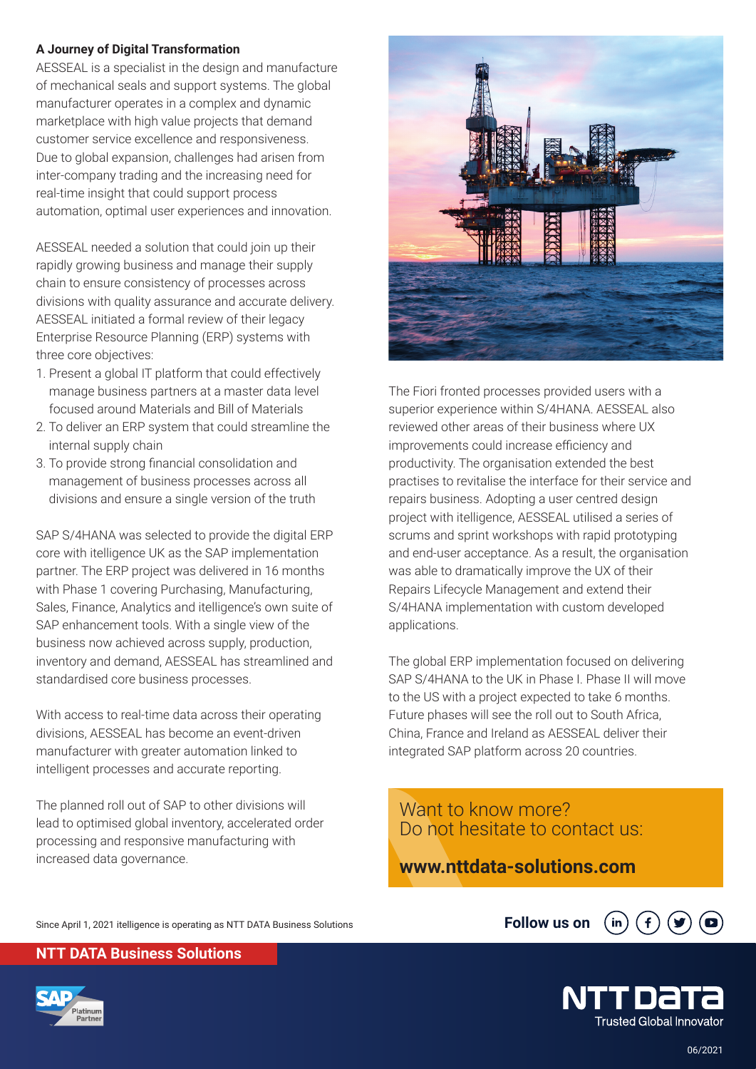### A Journey of Digital Transformation

AESSEAL is a specialist in the design and manufacture of mechanical seals and support systems. The global manufacturer operates in a complex and dynamic marketplace with high value projects that demand customer service excellence and responsiveness. Due to global expansion, challenges had arisen from inter-company trading and the increasing need for real-time insight that could support process automation, optimal user experiences and innovation.

AESSEAL needed a solution that could join up their rapidly growing business and manage their supply chain to ensure consistency of processes across divisions with quality assurance and accurate delivery. AESSEAL initiated a formal review of their legacy Enterprise Resource Planning (ERP) systems with three core objectives:

1. Present a global IT platform that could effectively manage business partners at a master data level focused around Materials and Bill of Materials
2. To deliver an ERP system that could streamline the internal supply chain
3. To provide strong financial consolidation and management of business processes across all divisions and ensure a single version of the truth

SAP S/4HANA was selected to provide the digital ERP core with itelligence UK as the SAP implementation partner. The ERP project was delivered in 16 months with Phase 1 covering Purchasing, Manufacturing, Sales, Finance, Analytics and itelligence's own suite of SAP enhancement tools. With a single view of the business now achieved across supply, production, inventory and demand, AESSEAL has streamlined and standardised core business processes.

With access to real-time data across their operating divisions, AESSEAL has become an event-driven manufacturer with greater automation linked to intelligent processes and accurate reporting.

The planned roll out of SAP to other divisions will lead to optimised global inventory, accelerated order processing and responsive manufacturing with increased data governance.

The Fiori fronted processes provided users with a superior experience within S/4HANA. AESSEAL also reviewed other areas of their business where UX improvements could increase efficiency and productivity. The organisation extended the best practises to revitalise the interface for their service and repairs business. Adopting a user centred design project with itelligence, AESSEAL utilised a series of scrums and sprint workshops with rapid prototyping and end-user acceptance. As a result, the organisation was able to dramatically improve the UX of their Repairs Lifecycle Management and extend their S/4HANA implementation with custom developed applications.

The global ERP implementation focused on delivering SAP S/4HANA to the UK in Phase I. Phase II will move to the US with a project expected to take 6 months. Future phases will see the roll out to South Africa, China, France and Ireland as AESSEAL deliver their integrated SAP platform across 20 countries.

Want to know more?
Do not hesitate to contact us:

**www.nttdata-solutions.com**

Since April 1, 2021 itelligence is operating as NTT DATA Business Solutions

**Follow us on**

**NTT DATA Business Solutions**

SAP Platinum Partner

NTT DATA
Trusted Global Innovator

06/2021